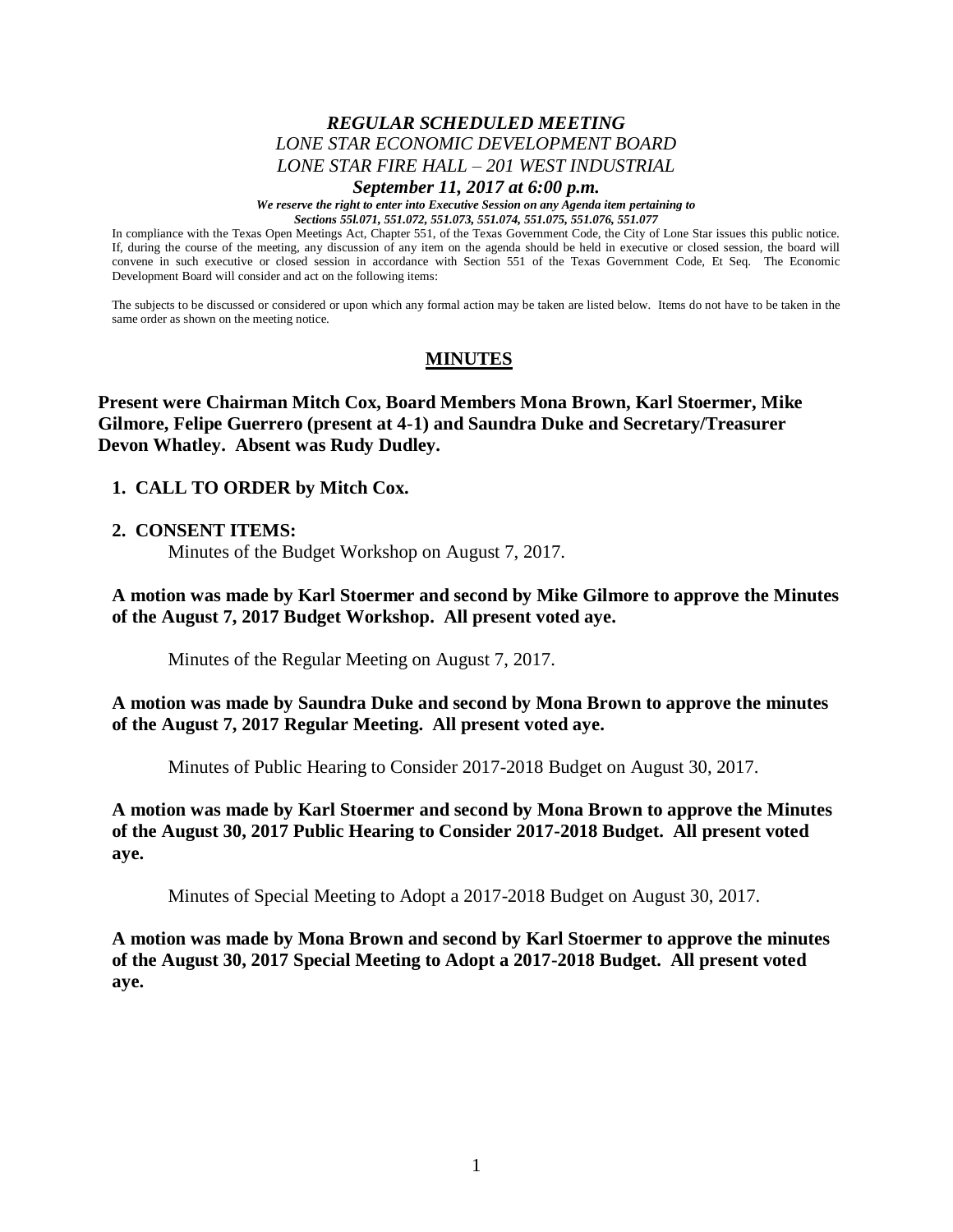***REGULAR SCHEDULED MEETING***
*LONE STAR ECONOMIC DEVELOPMENT BOARD*
*LONE STAR FIRE HALL – 201 WEST INDUSTRIAL*
***September 11, 2017 at 6:00 p.m.***

***We reserve the right to enter into Executive Session on any Agenda item pertaining to Sections 55l.071, 551.072, 551.073, 551.074, 551.075, 551.076, 551.077***

In compliance with the Texas Open Meetings Act, Chapter 551, of the Texas Government Code, the City of Lone Star issues this public notice. If, during the course of the meeting, any discussion of any item on the agenda should be held in executive or closed session, the board will convene in such executive or closed session in accordance with Section 551 of the Texas Government Code, Et Seq. The Economic Development Board will consider and act on the following items:

The subjects to be discussed or considered or upon which any formal action may be taken are listed below. Items do not have to be taken in the same order as shown on the meeting notice.

## MINUTES

**Present were Chairman Mitch Cox, Board Members Mona Brown, Karl Stoermer, Mike Gilmore, Felipe Guerrero (present at 4-1) and Saundra Duke and Secretary/Treasurer Devon Whatley. Absent was Rudy Dudley.**

**1. CALL TO ORDER by Mitch Cox.**

**2. CONSENT ITEMS:**

Minutes of the Budget Workshop on August 7, 2017.

**A motion was made by Karl Stoermer and second by Mike Gilmore to approve the Minutes of the August 7, 2017 Budget Workshop. All present voted aye.**

Minutes of the Regular Meeting on August 7, 2017.

**A motion was made by Saundra Duke and second by Mona Brown to approve the minutes of the August 7, 2017 Regular Meeting. All present voted aye.**

Minutes of Public Hearing to Consider 2017-2018 Budget on August 30, 2017.

**A motion was made by Karl Stoermer and second by Mona Brown to approve the Minutes of the August 30, 2017 Public Hearing to Consider 2017-2018 Budget. All present voted aye.**

Minutes of Special Meeting to Adopt a 2017-2018 Budget on August 30, 2017.

**A motion was made by Mona Brown and second by Karl Stoermer to approve the minutes of the August 30, 2017 Special Meeting to Adopt a 2017-2018 Budget. All present voted aye.**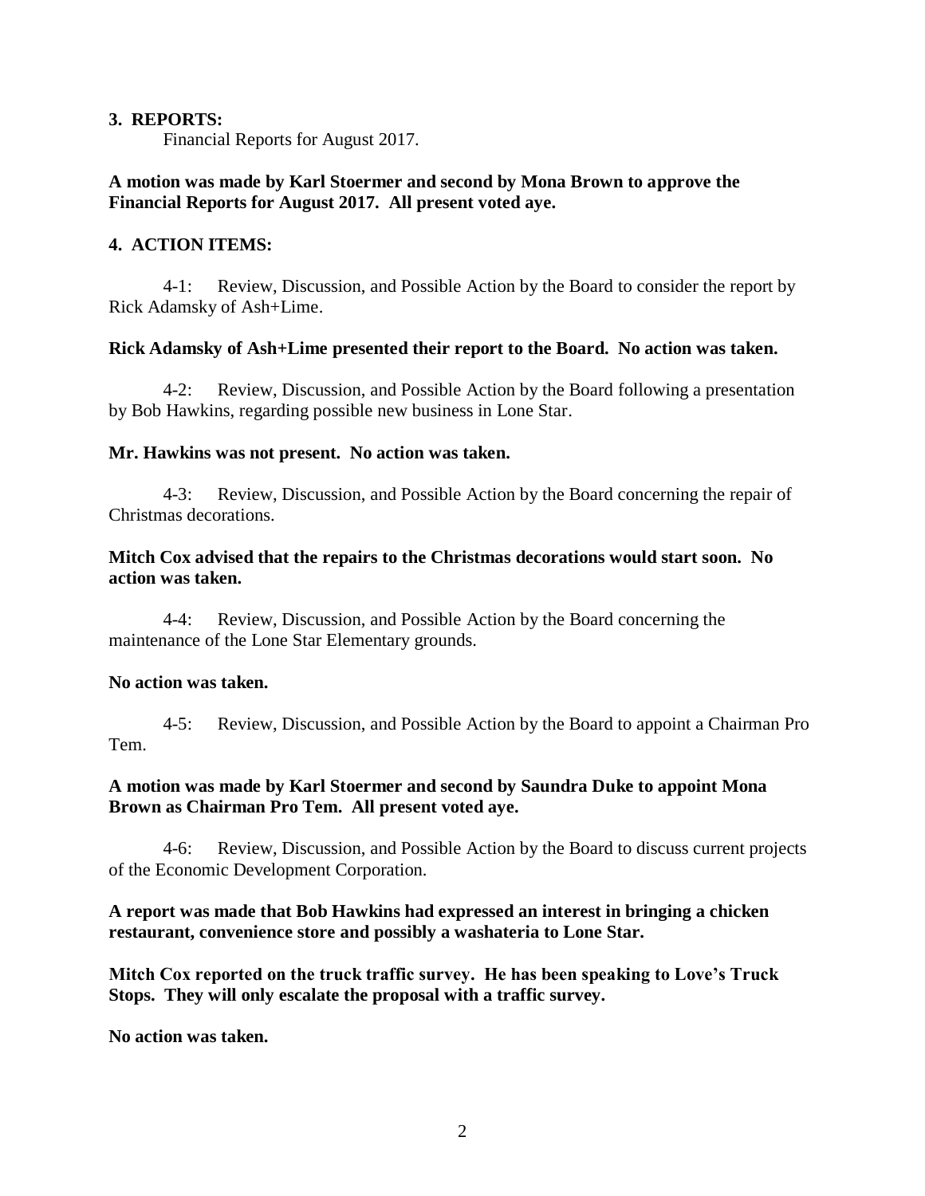**3. REPORTS:**

Financial Reports for August 2017.

**A motion was made by Karl Stoermer and second by Mona Brown to approve the Financial Reports for August 2017. All present voted aye.**

**4. ACTION ITEMS:**

4-1: Review, Discussion, and Possible Action by the Board to consider the report by Rick Adamsky of Ash+Lime.

**Rick Adamsky of Ash+Lime presented their report to the Board. No action was taken.**

4-2: Review, Discussion, and Possible Action by the Board following a presentation by Bob Hawkins, regarding possible new business in Lone Star.

**Mr. Hawkins was not present. No action was taken.**

4-3: Review, Discussion, and Possible Action by the Board concerning the repair of Christmas decorations.

**Mitch Cox advised that the repairs to the Christmas decorations would start soon. No action was taken.**

4-4: Review, Discussion, and Possible Action by the Board concerning the maintenance of the Lone Star Elementary grounds.

**No action was taken.**

4-5: Review, Discussion, and Possible Action by the Board to appoint a Chairman Pro Tem.

**A motion was made by Karl Stoermer and second by Saundra Duke to appoint Mona Brown as Chairman Pro Tem. All present voted aye.**

4-6: Review, Discussion, and Possible Action by the Board to discuss current projects of the Economic Development Corporation.

**A report was made that Bob Hawkins had expressed an interest in bringing a chicken restaurant, convenience store and possibly a washateria to Lone Star.**

**Mitch Cox reported on the truck traffic survey. He has been speaking to Love's Truck Stops. They will only escalate the proposal with a traffic survey.**

**No action was taken.**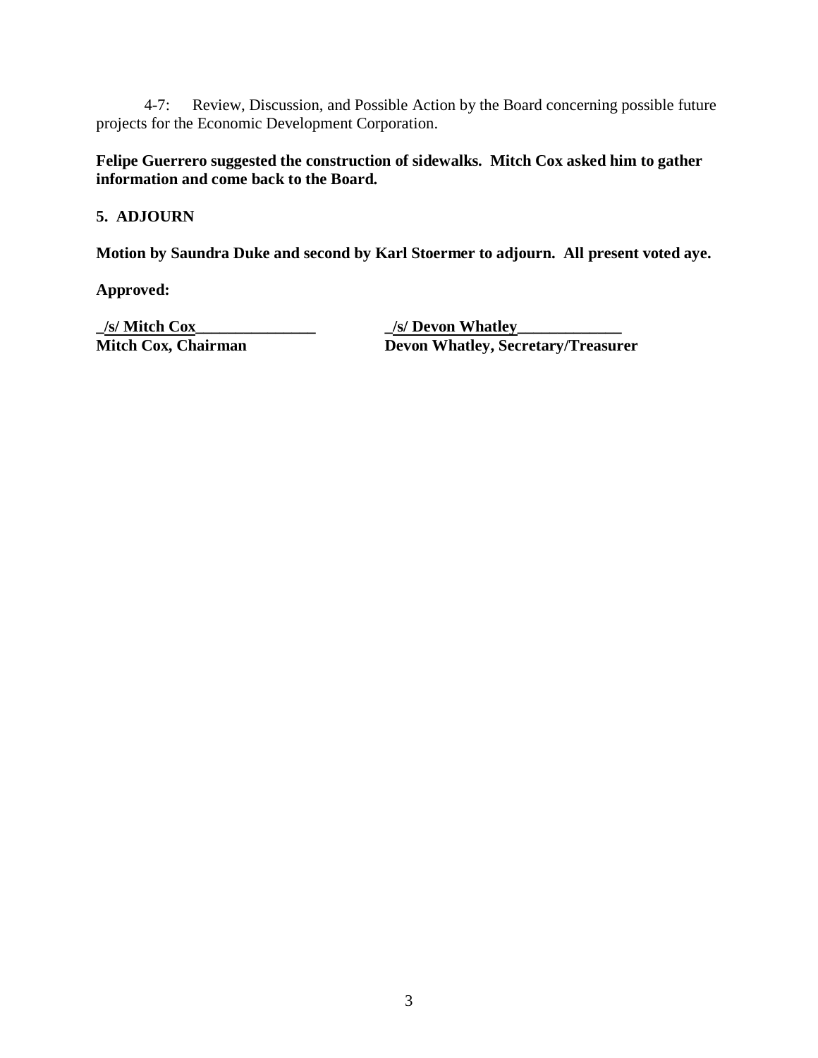4-7: Review, Discussion, and Possible Action by the Board concerning possible future projects for the Economic Development Corporation.

**Felipe Guerrero suggested the construction of sidewalks. Mitch Cox asked him to gather information and come back to the Board.**

**5. ADJOURN**

**Motion by Saundra Duke and second by Karl Stoermer to adjourn. All present voted aye.**

**Approved:**

| | |
|---|---|
| **_/s/ Mitch Cox_______________** | **_/s/ Devon Whatley_____________** |
| **Mitch Cox, Chairman** | **Devon Whatley, Secretary/Treasurer** |